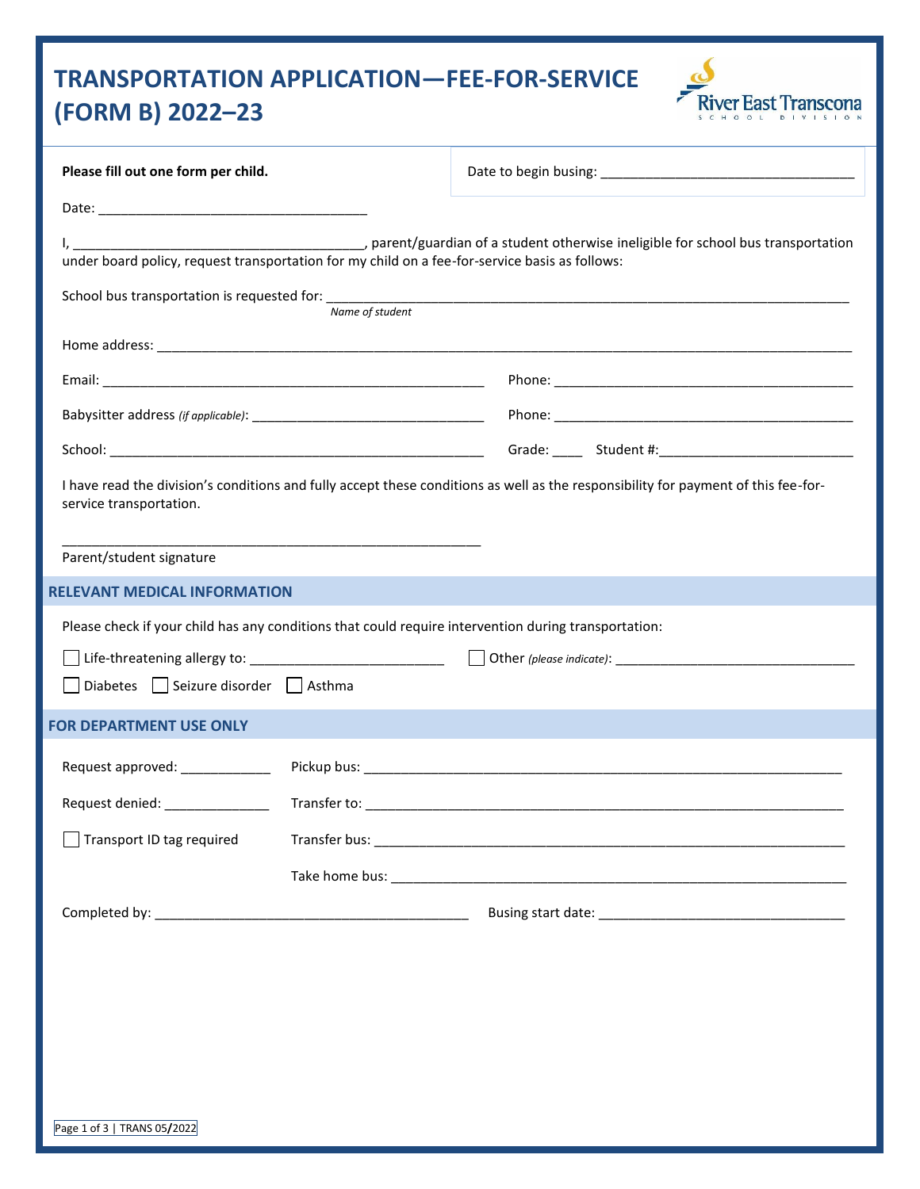# TRANSPORTATION APPLICATION—FEE-FOR-SERVICE (FORM B) 2022–23

River East Transcona School Division

**Please fill out one form per child.**

Date to begin busing: ___________________________________

Date: ____________________________________

I, ______________________________________, parent/guardian of a student otherwise ineligible for school bus transportation under board policy, request transportation for my child on a fee-for-service basis as follows:

School bus transportation is requested for: ______________________________________________________________________
*Name of student*

Home address: ______________________________________________________________________________________________

Email: ____________________________________________________ Phone: __________________________________________

Babysitter address *(if applicable)*: _________________________________ Phone: __________________________________________

School: ____________________________________________________ Grade: ____ Student #:__________________________

I have read the division's conditions and fully accept these conditions as well as the responsibility for payment of this fee-for-service transportation.

_________________________________________________________
Parent/student signature

## RELEVANT MEDICAL INFORMATION

Please check if your child has any conditions that could require intervention during transportation:

☐ Life-threatening allergy to: __________________________ ☐ Other *(please indicate)*: _________________________________

☐ Diabetes ☐ Seizure disorder ☐ Asthma

## FOR DEPARTMENT USE ONLY

Request approved: ____________ Pickup bus: _________________________________________________________________

Request denied: ______________ Transfer to: _________________________________________________________________

☐ Transport ID tag required Transfer bus: _________________________________________________________________

Take home bus: _____________________________________________________________

Completed by: __________________________________________ Busing start date: _________________________________

TRANS 05/2022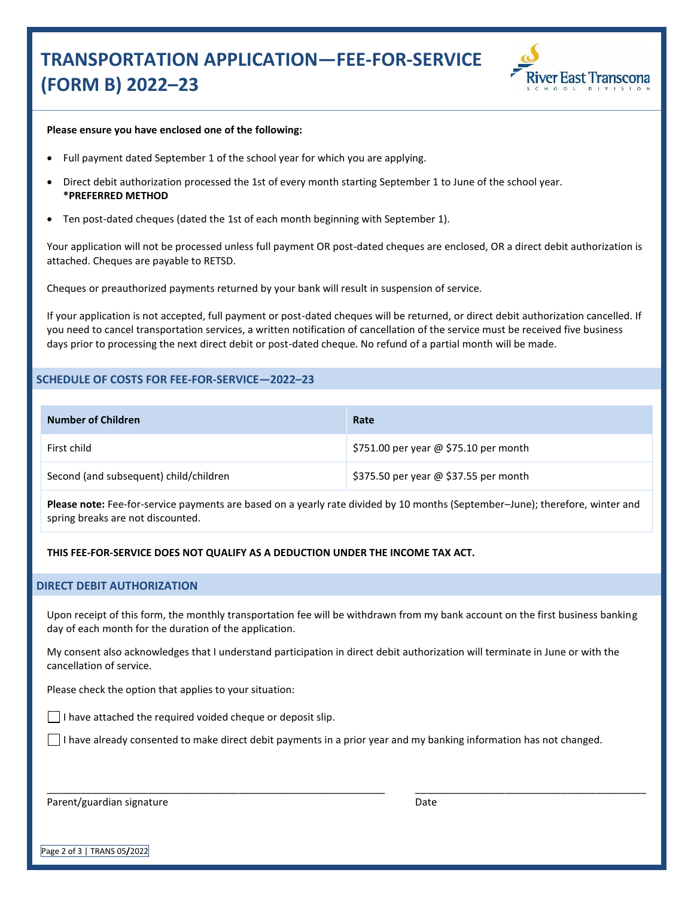# TRANSPORTATION APPLICATION—FEE-FOR-SERVICE (FORM B) 2022–23

**Please ensure you have enclosed one of the following:**

- Full payment dated September 1 of the school year for which you are applying.
- Direct debit authorization processed the 1st of every month starting September 1 to June of the school year. **\*PREFERRED METHOD**
- Ten post-dated cheques (dated the 1st of each month beginning with September 1).

Your application will not be processed unless full payment OR post-dated cheques are enclosed, OR a direct debit authorization is attached. Cheques are payable to RETSD.

Cheques or preauthorized payments returned by your bank will result in suspension of service.

If your application is not accepted, full payment or post-dated cheques will be returned, or direct debit authorization cancelled. If you need to cancel transportation services, a written notification of cancellation of the service must be received five business days prior to processing the next direct debit or post-dated cheque. No refund of a partial month will be made.

## SCHEDULE OF COSTS FOR FEE-FOR-SERVICE—2022–23

| Number of Children | Rate |
|---|---|
| First child | $751.00 per year @ $75.10 per month |
| Second (and subsequent) child/children | $375.50 per year @ $37.55 per month |

**Please note:** Fee-for-service payments are based on a yearly rate divided by 10 months (September–June); therefore, winter and spring breaks are not discounted.

**THIS FEE-FOR-SERVICE DOES NOT QUALIFY AS A DEDUCTION UNDER THE INCOME TAX ACT.**

## DIRECT DEBIT AUTHORIZATION

Upon receipt of this form, the monthly transportation fee will be withdrawn from my bank account on the first business banking day of each month for the duration of the application.

My consent also acknowledges that I understand participation in direct debit authorization will terminate in June or with the cancellation of service.

Please check the option that applies to your situation:

☐ I have attached the required voided cheque or deposit slip.

☐ I have already consented to make direct debit payments in a prior year and my banking information has not changed.

_______________________________________________ _______________________________

Parent/guardian signature Date

TRANS 05/2022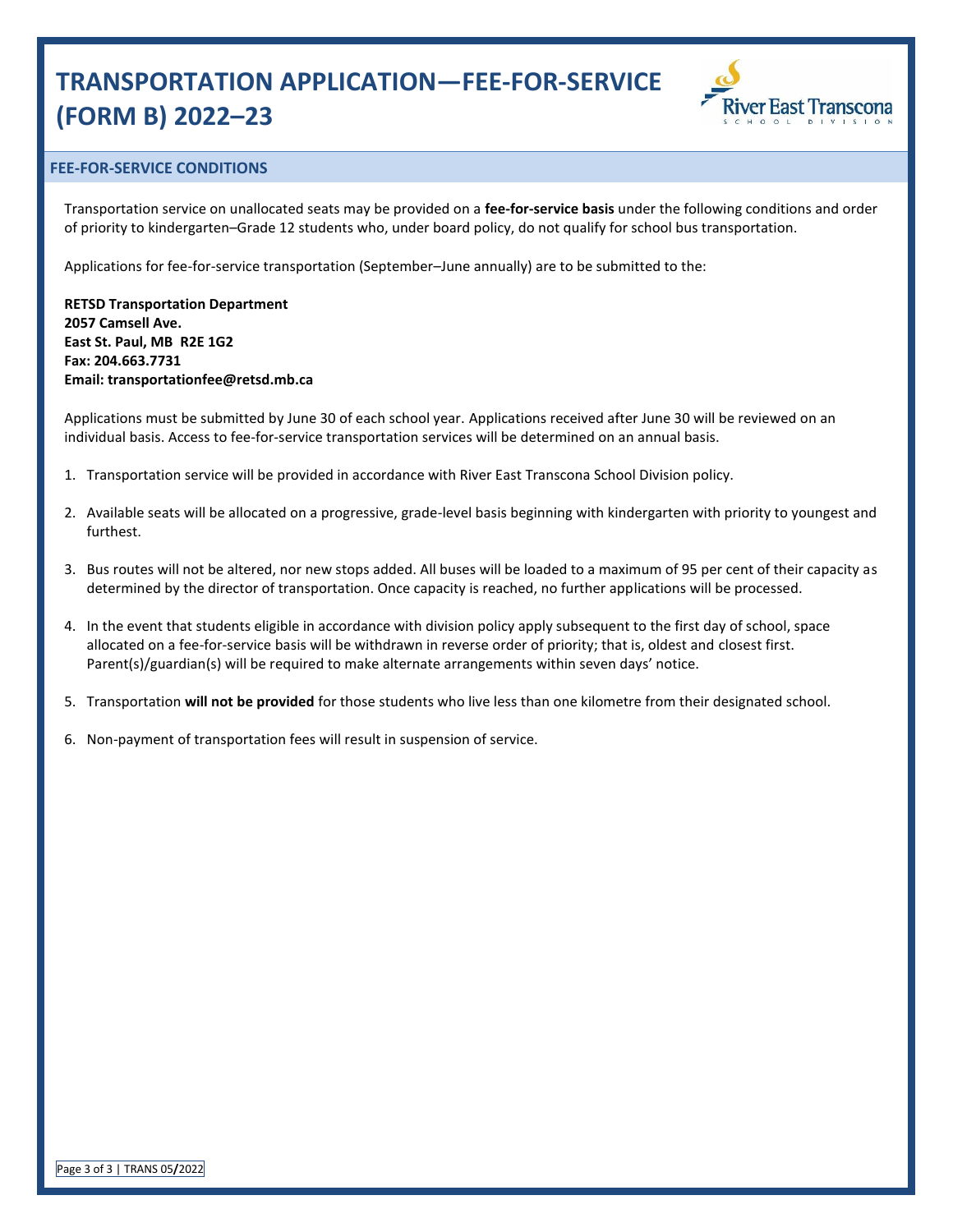# TRANSPORTATION APPLICATION—FEE-FOR-SERVICE (FORM B) 2022–23

## FEE-FOR-SERVICE CONDITIONS

Transportation service on unallocated seats may be provided on a **fee-for-service basis** under the following conditions and order of priority to kindergarten–Grade 12 students who, under board policy, do not qualify for school bus transportation.

Applications for fee-for-service transportation (September–June annually) are to be submitted to the:

**RETSD Transportation Department**
**2057 Camsell Ave.**
**East St. Paul, MB R2E 1G2**
**Fax: 204.663.7731**
**Email: transportationfee@retsd.mb.ca**

Applications must be submitted by June 30 of each school year. Applications received after June 30 will be reviewed on an individual basis. Access to fee-for-service transportation services will be determined on an annual basis.

1. Transportation service will be provided in accordance with River East Transcona School Division policy.
2. Available seats will be allocated on a progressive, grade-level basis beginning with kindergarten with priority to youngest and furthest.
3. Bus routes will not be altered, nor new stops added. All buses will be loaded to a maximum of 95 per cent of their capacity as determined by the director of transportation. Once capacity is reached, no further applications will be processed.
4. In the event that students eligible in accordance with division policy apply subsequent to the first day of school, space allocated on a fee-for-service basis will be withdrawn in reverse order of priority; that is, oldest and closest first. Parent(s)/guardian(s) will be required to make alternate arrangements within seven days' notice.
5. Transportation **will not be provided** for those students who live less than one kilometre from their designated school.
6. Non-payment of transportation fees will result in suspension of service.